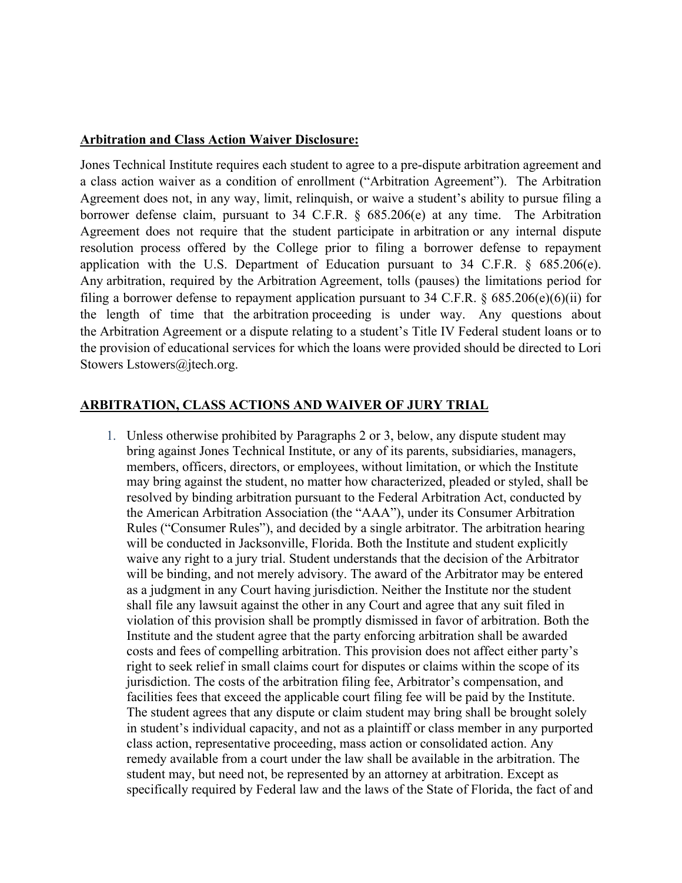**Arbitration and Class Action Waiver Disclosure:**

Jones Technical Institute requires each student to agree to a pre-dispute arbitration agreement and a class action waiver as a condition of enrollment ("Arbitration Agreement"). The Arbitration Agreement does not, in any way, limit, relinquish, or waive a student's ability to pursue filing a borrower defense claim, pursuant to 34 C.F.R. § 685.206(e) at any time. The Arbitration Agreement does not require that the student participate in arbitration or any internal dispute resolution process offered by the College prior to filing a borrower defense to repayment application with the U.S. Department of Education pursuant to 34 C.F.R. § 685.206(e). Any arbitration, required by the Arbitration Agreement, tolls (pauses) the limitations period for filing a borrower defense to repayment application pursuant to 34 C.F.R. § 685.206(e)(6)(ii) for the length of time that the arbitration proceeding is under way. Any questions about the Arbitration Agreement or a dispute relating to a student's Title IV Federal student loans or to the provision of educational services for which the loans were provided should be directed to Lori Stowers Lstowers@jtech.org.

**ARBITRATION, CLASS ACTIONS AND WAIVER OF JURY TRIAL**

1. Unless otherwise prohibited by Paragraphs 2 or 3, below, any dispute student may bring against Jones Technical Institute, or any of its parents, subsidiaries, managers, members, officers, directors, or employees, without limitation, or which the Institute may bring against the student, no matter how characterized, pleaded or styled, shall be resolved by binding arbitration pursuant to the Federal Arbitration Act, conducted by the American Arbitration Association (the "AAA"), under its Consumer Arbitration Rules ("Consumer Rules"), and decided by a single arbitrator. The arbitration hearing will be conducted in Jacksonville, Florida. Both the Institute and student explicitly waive any right to a jury trial. Student understands that the decision of the Arbitrator will be binding, and not merely advisory. The award of the Arbitrator may be entered as a judgment in any Court having jurisdiction. Neither the Institute nor the student shall file any lawsuit against the other in any Court and agree that any suit filed in violation of this provision shall be promptly dismissed in favor of arbitration. Both the Institute and the student agree that the party enforcing arbitration shall be awarded costs and fees of compelling arbitration. This provision does not affect either party's right to seek relief in small claims court for disputes or claims within the scope of its jurisdiction. The costs of the arbitration filing fee, Arbitrator's compensation, and facilities fees that exceed the applicable court filing fee will be paid by the Institute. The student agrees that any dispute or claim student may bring shall be brought solely in student's individual capacity, and not as a plaintiff or class member in any purported class action, representative proceeding, mass action or consolidated action. Any remedy available from a court under the law shall be available in the arbitration. The student may, but need not, be represented by an attorney at arbitration. Except as specifically required by Federal law and the laws of the State of Florida, the fact of and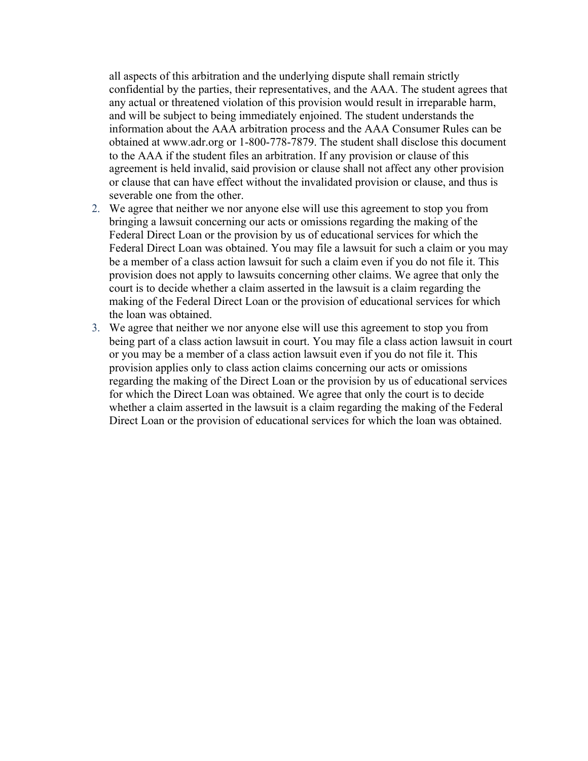all aspects of this arbitration and the underlying dispute shall remain strictly confidential by the parties, their representatives, and the AAA. The student agrees that any actual or threatened violation of this provision would result in irreparable harm, and will be subject to being immediately enjoined. The student understands the information about the AAA arbitration process and the AAA Consumer Rules can be obtained at www.adr.org or 1-800-778-7879. The student shall disclose this document to the AAA if the student files an arbitration. If any provision or clause of this agreement is held invalid, said provision or clause shall not affect any other provision or clause that can have effect without the invalidated provision or clause, and thus is severable one from the other.

2. We agree that neither we nor anyone else will use this agreement to stop you from bringing a lawsuit concerning our acts or omissions regarding the making of the Federal Direct Loan or the provision by us of educational services for which the Federal Direct Loan was obtained. You may file a lawsuit for such a claim or you may be a member of a class action lawsuit for such a claim even if you do not file it. This provision does not apply to lawsuits concerning other claims. We agree that only the court is to decide whether a claim asserted in the lawsuit is a claim regarding the making of the Federal Direct Loan or the provision of educational services for which the loan was obtained.
3. We agree that neither we nor anyone else will use this agreement to stop you from being part of a class action lawsuit in court. You may file a class action lawsuit in court or you may be a member of a class action lawsuit even if you do not file it. This provision applies only to class action claims concerning our acts or omissions regarding the making of the Direct Loan or the provision by us of educational services for which the Direct Loan was obtained. We agree that only the court is to decide whether a claim asserted in the lawsuit is a claim regarding the making of the Federal Direct Loan or the provision of educational services for which the loan was obtained.